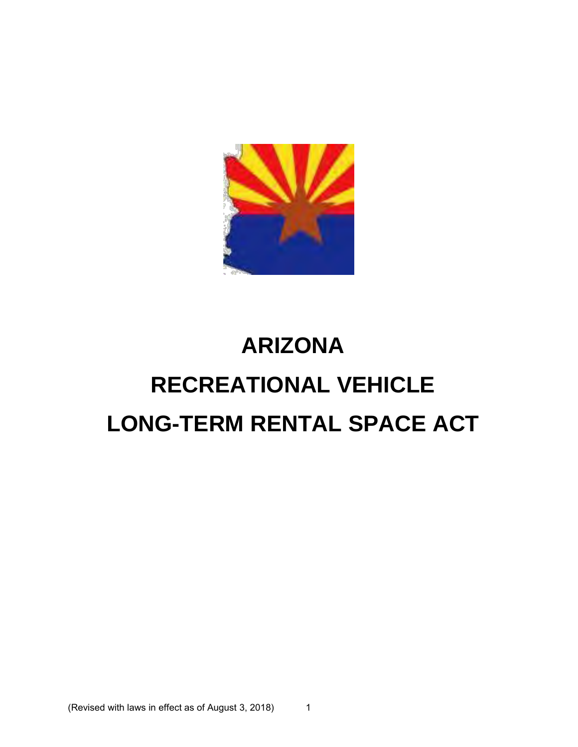# ARIZONA

# RECREATIONAL VEHICLE

# LONG-TERM RENTAL SPACE ACT

(Revised with laws in effect as of August 3, 2018)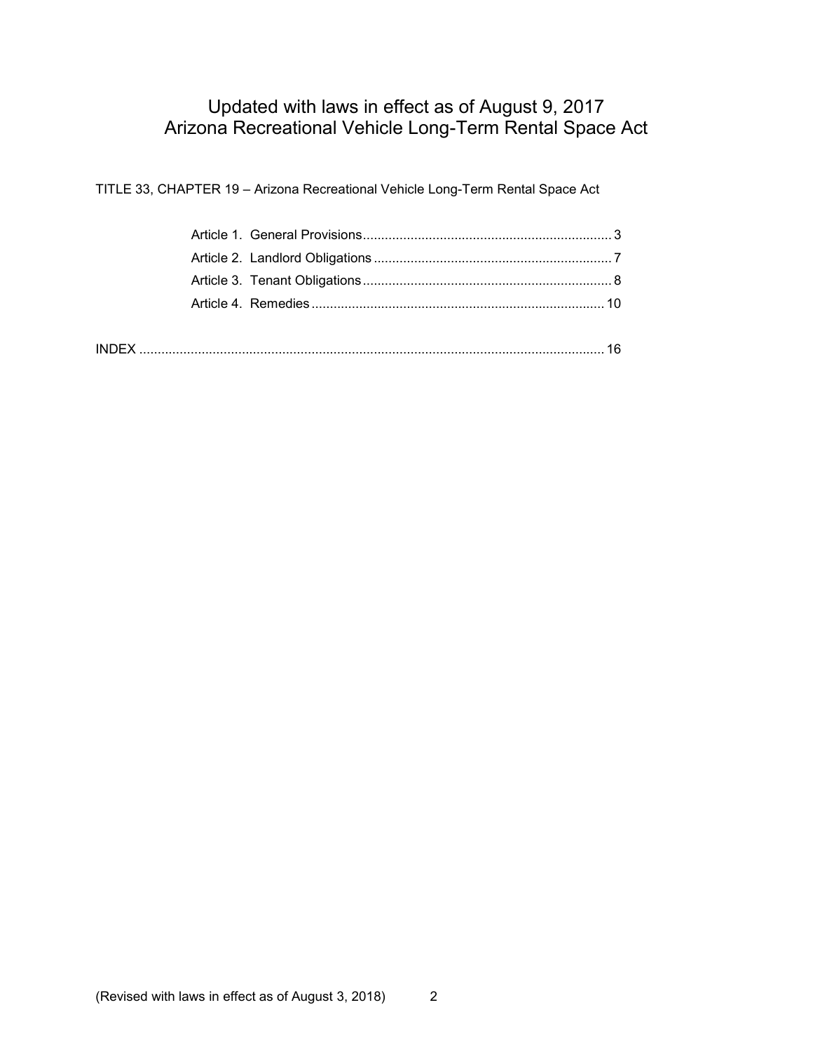# Updated with laws in effect as of August 9, 2017
# Arizona Recreational Vehicle Long-Term Rental Space Act

TITLE 33, CHAPTER 19 – Arizona Recreational Vehicle Long-Term Rental Space Act

- Article 1. General Provisions .................................................................. 3
- Article 2. Landlord Obligations ................................................................ 7
- Article 3. Tenant Obligations ................................................................... 8
- Article 4. Remedies ............................................................................... 10

INDEX .............................................................................................................. 16

(Revised with laws in effect as of August 3, 2018)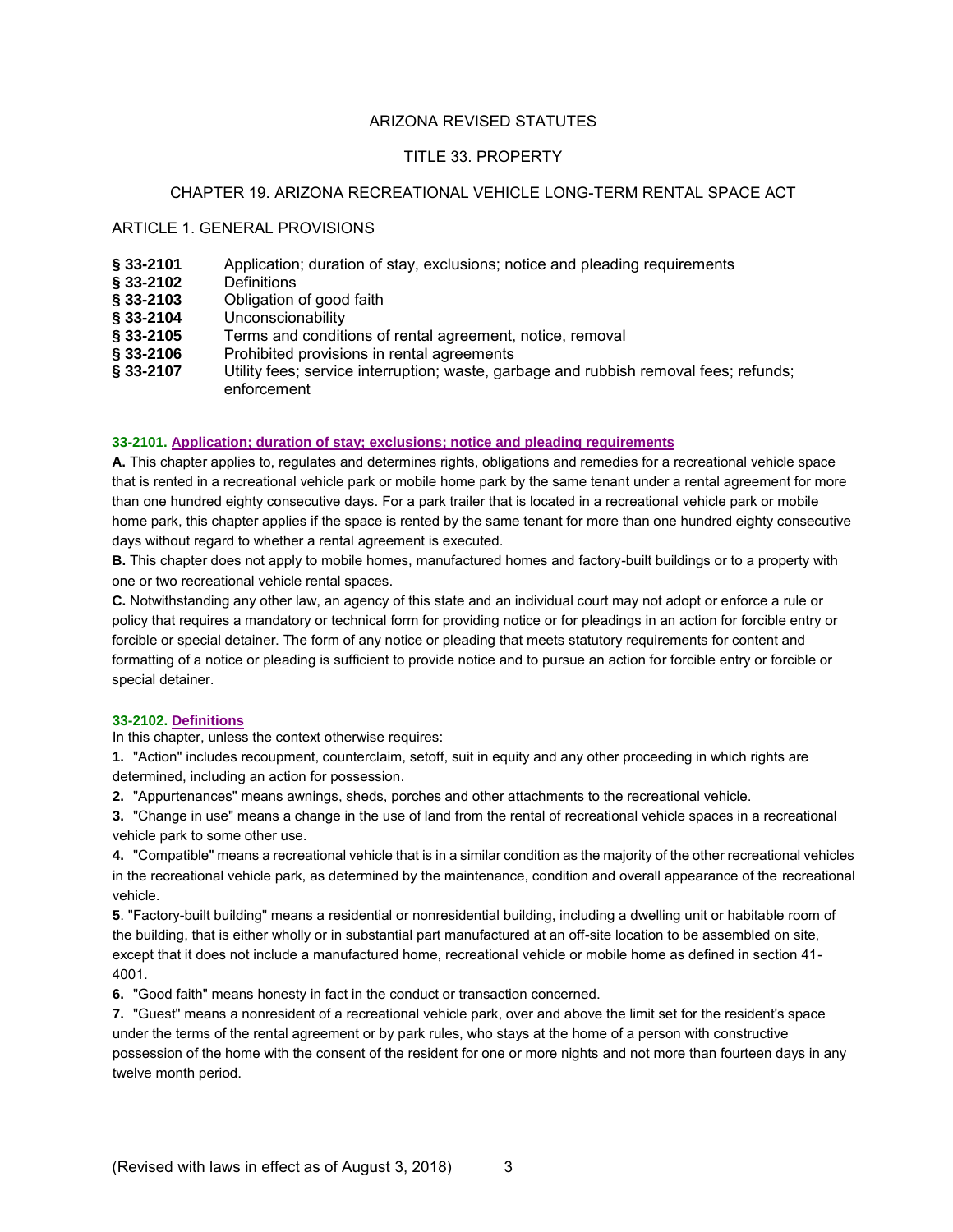ARIZONA REVISED STATUTES

TITLE 33. PROPERTY

CHAPTER 19. ARIZONA RECREATIONAL VEHICLE LONG-TERM RENTAL SPACE ACT

ARTICLE 1. GENERAL PROVISIONS

| | |
|---|---|
| **§ 33-2101** | Application; duration of stay, exclusions; notice and pleading requirements |
| **§ 33-2102** | Definitions |
| **§ 33-2103** | Obligation of good faith |
| **§ 33-2104** | Unconscionability |
| **§ 33-2105** | Terms and conditions of rental agreement, notice, removal |
| **§ 33-2106** | Prohibited provisions in rental agreements |
| **§ 33-2107** | Utility fees; service interruption; waste, garbage and rubbish removal fees; refunds; enforcement |

**33-2101. Application; duration of stay; exclusions; notice and pleading requirements**

**A.** This chapter applies to, regulates and determines rights, obligations and remedies for a recreational vehicle space that is rented in a recreational vehicle park or mobile home park by the same tenant under a rental agreement for more than one hundred eighty consecutive days. For a park trailer that is located in a recreational vehicle park or mobile home park, this chapter applies if the space is rented by the same tenant for more than one hundred eighty consecutive days without regard to whether a rental agreement is executed.

**B.** This chapter does not apply to mobile homes, manufactured homes and factory-built buildings or to a property with one or two recreational vehicle rental spaces.

**C.** Notwithstanding any other law, an agency of this state and an individual court may not adopt or enforce a rule or policy that requires a mandatory or technical form for providing notice or for pleadings in an action for forcible entry or forcible or special detainer. The form of any notice or pleading that meets statutory requirements for content and formatting of a notice or pleading is sufficient to provide notice and to pursue an action for forcible entry or forcible or special detainer.

**33-2102. Definitions**

In this chapter, unless the context otherwise requires:

**1.** "Action" includes recoupment, counterclaim, setoff, suit in equity and any other proceeding in which rights are determined, including an action for possession.

**2.** "Appurtenances" means awnings, sheds, porches and other attachments to the recreational vehicle.

**3.** "Change in use" means a change in the use of land from the rental of recreational vehicle spaces in a recreational vehicle park to some other use.

**4.** "Compatible" means a recreational vehicle that is in a similar condition as the majority of the other recreational vehicles in the recreational vehicle park, as determined by the maintenance, condition and overall appearance of the recreational vehicle.

**5**. "Factory-built building" means a residential or nonresidential building, including a dwelling unit or habitable room of the building, that is either wholly or in substantial part manufactured at an off-site location to be assembled on site, except that it does not include a manufactured home, recreational vehicle or mobile home as defined in section 41-4001.

**6.** "Good faith" means honesty in fact in the conduct or transaction concerned.

**7.** "Guest" means a nonresident of a recreational vehicle park, over and above the limit set for the resident's space under the terms of the rental agreement or by park rules, who stays at the home of a person with constructive possession of the home with the consent of the resident for one or more nights and not more than fourteen days in any twelve month period.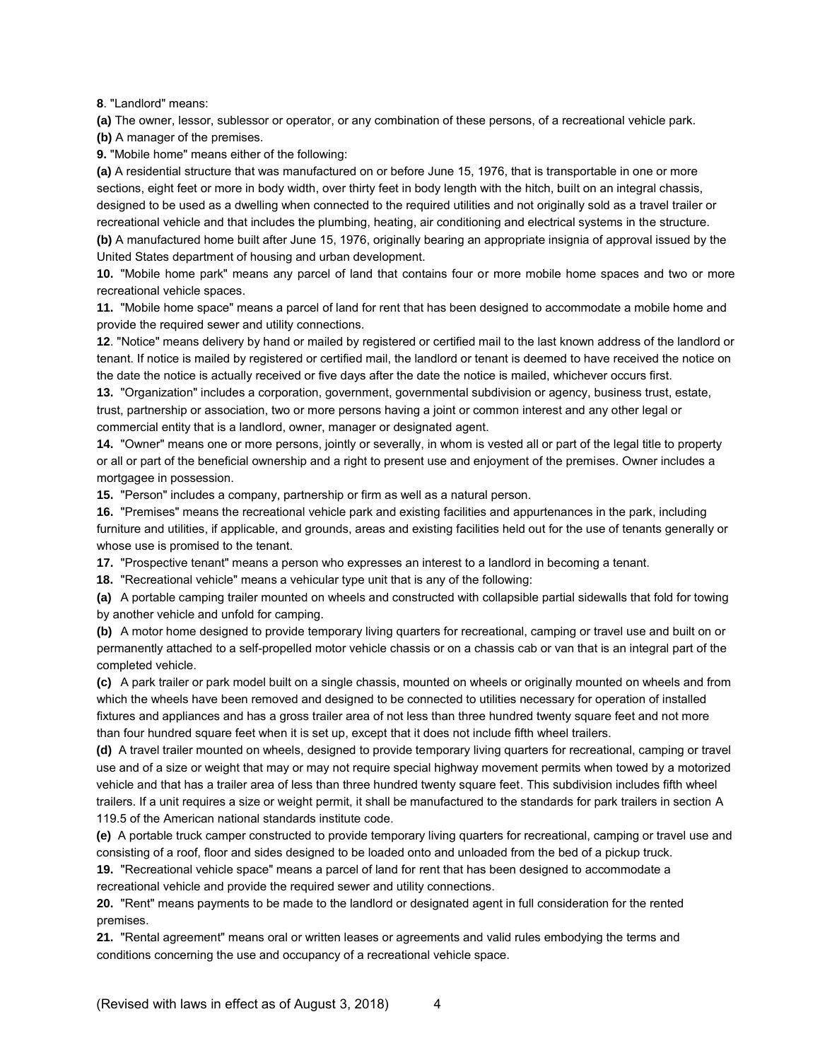**8**. "Landlord" means:

**(a)** The owner, lessor, sublessor or operator, or any combination of these persons, of a recreational vehicle park.

**(b)** A manager of the premises.

**9.** "Mobile home" means either of the following:

**(a)** A residential structure that was manufactured on or before June 15, 1976, that is transportable in one or more sections, eight feet or more in body width, over thirty feet in body length with the hitch, built on an integral chassis, designed to be used as a dwelling when connected to the required utilities and not originally sold as a travel trailer or recreational vehicle and that includes the plumbing, heating, air conditioning and electrical systems in the structure.

**(b)** A manufactured home built after June 15, 1976, originally bearing an appropriate insignia of approval issued by the United States department of housing and urban development.

**10.** "Mobile home park" means any parcel of land that contains four or more mobile home spaces and two or more recreational vehicle spaces.

**11.** "Mobile home space" means a parcel of land for rent that has been designed to accommodate a mobile home and provide the required sewer and utility connections.

**12**. "Notice" means delivery by hand or mailed by registered or certified mail to the last known address of the landlord or tenant. If notice is mailed by registered or certified mail, the landlord or tenant is deemed to have received the notice on the date the notice is actually received or five days after the date the notice is mailed, whichever occurs first.

**13.** "Organization" includes a corporation, government, governmental subdivision or agency, business trust, estate, trust, partnership or association, two or more persons having a joint or common interest and any other legal or commercial entity that is a landlord, owner, manager or designated agent.

**14.** "Owner" means one or more persons, jointly or severally, in whom is vested all or part of the legal title to property or all or part of the beneficial ownership and a right to present use and enjoyment of the premises. Owner includes a mortgagee in possession.

**15.** "Person" includes a company, partnership or firm as well as a natural person.

**16.** "Premises" means the recreational vehicle park and existing facilities and appurtenances in the park, including furniture and utilities, if applicable, and grounds, areas and existing facilities held out for the use of tenants generally or whose use is promised to the tenant.

**17.** "Prospective tenant" means a person who expresses an interest to a landlord in becoming a tenant.

**18.** "Recreational vehicle" means a vehicular type unit that is any of the following:

**(a)** A portable camping trailer mounted on wheels and constructed with collapsible partial sidewalls that fold for towing by another vehicle and unfold for camping.

**(b)** A motor home designed to provide temporary living quarters for recreational, camping or travel use and built on or permanently attached to a self-propelled motor vehicle chassis or on a chassis cab or van that is an integral part of the completed vehicle.

**(c)** A park trailer or park model built on a single chassis, mounted on wheels or originally mounted on wheels and from which the wheels have been removed and designed to be connected to utilities necessary for operation of installed fixtures and appliances and has a gross trailer area of not less than three hundred twenty square feet and not more than four hundred square feet when it is set up, except that it does not include fifth wheel trailers.

**(d)** A travel trailer mounted on wheels, designed to provide temporary living quarters for recreational, camping or travel use and of a size or weight that may or may not require special highway movement permits when towed by a motorized vehicle and that has a trailer area of less than three hundred twenty square feet. This subdivision includes fifth wheel trailers. If a unit requires a size or weight permit, it shall be manufactured to the standards for park trailers in section A 119.5 of the American national standards institute code.

**(e)** A portable truck camper constructed to provide temporary living quarters for recreational, camping or travel use and consisting of a roof, floor and sides designed to be loaded onto and unloaded from the bed of a pickup truck.

**19.** "Recreational vehicle space" means a parcel of land for rent that has been designed to accommodate a recreational vehicle and provide the required sewer and utility connections.

**20.** "Rent" means payments to be made to the landlord or designated agent in full consideration for the rented premises.

**21.** "Rental agreement" means oral or written leases or agreements and valid rules embodying the terms and conditions concerning the use and occupancy of a recreational vehicle space.

(Revised with laws in effect as of August 3, 2018)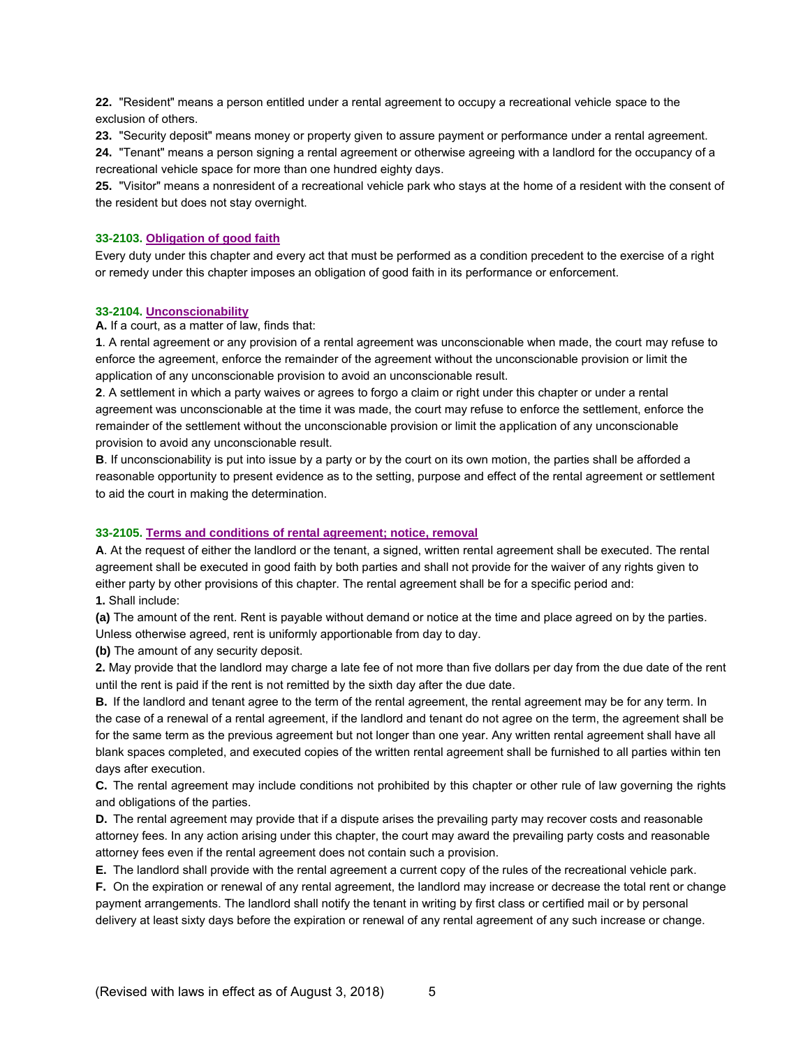**22.** "Resident" means a person entitled under a rental agreement to occupy a recreational vehicle space to the exclusion of others.

**23.** "Security deposit" means money or property given to assure payment or performance under a rental agreement.

**24.** "Tenant" means a person signing a rental agreement or otherwise agreeing with a landlord for the occupancy of a recreational vehicle space for more than one hundred eighty days.

**25.** "Visitor" means a nonresident of a recreational vehicle park who stays at the home of a resident with the consent of the resident but does not stay overnight.

### 33-2103. Obligation of good faith

Every duty under this chapter and every act that must be performed as a condition precedent to the exercise of a right or remedy under this chapter imposes an obligation of good faith in its performance or enforcement.

### 33-2104. Unconscionability

**A.** If a court, as a matter of law, finds that:

**1**. A rental agreement or any provision of a rental agreement was unconscionable when made, the court may refuse to enforce the agreement, enforce the remainder of the agreement without the unconscionable provision or limit the application of any unconscionable provision to avoid an unconscionable result.

**2**. A settlement in which a party waives or agrees to forgo a claim or right under this chapter or under a rental agreement was unconscionable at the time it was made, the court may refuse to enforce the settlement, enforce the remainder of the settlement without the unconscionable provision or limit the application of any unconscionable provision to avoid any unconscionable result.

**B**. If unconscionability is put into issue by a party or by the court on its own motion, the parties shall be afforded a reasonable opportunity to present evidence as to the setting, purpose and effect of the rental agreement or settlement to aid the court in making the determination.

### 33-2105. Terms and conditions of rental agreement; notice, removal

**A**. At the request of either the landlord or the tenant, a signed, written rental agreement shall be executed. The rental agreement shall be executed in good faith by both parties and shall not provide for the waiver of any rights given to either party by other provisions of this chapter. The rental agreement shall be for a specific period and:

**1.** Shall include:

**(a)** The amount of the rent. Rent is payable without demand or notice at the time and place agreed on by the parties. Unless otherwise agreed, rent is uniformly apportionable from day to day.

**(b)** The amount of any security deposit.

**2.** May provide that the landlord may charge a late fee of not more than five dollars per day from the due date of the rent until the rent is paid if the rent is not remitted by the sixth day after the due date.

**B.** If the landlord and tenant agree to the term of the rental agreement, the rental agreement may be for any term. In the case of a renewal of a rental agreement, if the landlord and tenant do not agree on the term, the agreement shall be for the same term as the previous agreement but not longer than one year. Any written rental agreement shall have all blank spaces completed, and executed copies of the written rental agreement shall be furnished to all parties within ten days after execution.

**C.** The rental agreement may include conditions not prohibited by this chapter or other rule of law governing the rights and obligations of the parties.

**D.** The rental agreement may provide that if a dispute arises the prevailing party may recover costs and reasonable attorney fees. In any action arising under this chapter, the court may award the prevailing party costs and reasonable attorney fees even if the rental agreement does not contain such a provision.

**E.** The landlord shall provide with the rental agreement a current copy of the rules of the recreational vehicle park.

**F.** On the expiration or renewal of any rental agreement, the landlord may increase or decrease the total rent or change payment arrangements. The landlord shall notify the tenant in writing by first class or certified mail or by personal delivery at least sixty days before the expiration or renewal of any rental agreement of any such increase or change.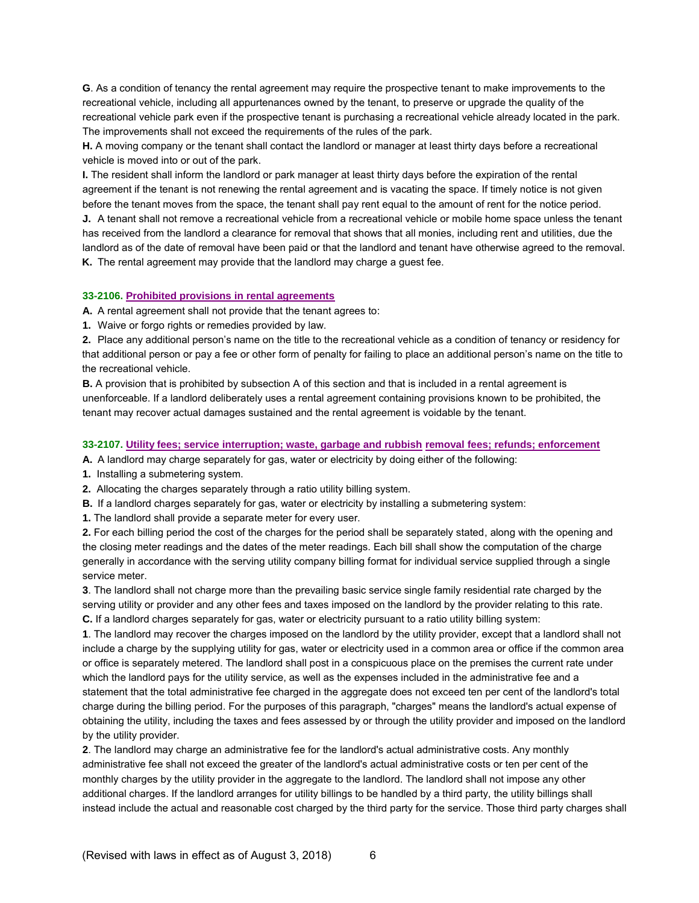**G**. As a condition of tenancy the rental agreement may require the prospective tenant to make improvements to the recreational vehicle, including all appurtenances owned by the tenant, to preserve or upgrade the quality of the recreational vehicle park even if the prospective tenant is purchasing a recreational vehicle already located in the park. The improvements shall not exceed the requirements of the rules of the park.

**H.** A moving company or the tenant shall contact the landlord or manager at least thirty days before a recreational vehicle is moved into or out of the park.

**I.** The resident shall inform the landlord or park manager at least thirty days before the expiration of the rental agreement if the tenant is not renewing the rental agreement and is vacating the space. If timely notice is not given before the tenant moves from the space, the tenant shall pay rent equal to the amount of rent for the notice period.

**J.** A tenant shall not remove a recreational vehicle from a recreational vehicle or mobile home space unless the tenant has received from the landlord a clearance for removal that shows that all monies, including rent and utilities, due the landlord as of the date of removal have been paid or that the landlord and tenant have otherwise agreed to the removal.

**K.** The rental agreement may provide that the landlord may charge a guest fee.

### 33-2106. Prohibited provisions in rental agreements

**A.** A rental agreement shall not provide that the tenant agrees to:

**1.** Waive or forgo rights or remedies provided by law.

**2.** Place any additional person's name on the title to the recreational vehicle as a condition of tenancy or residency for that additional person or pay a fee or other form of penalty for failing to place an additional person's name on the title to the recreational vehicle.

**B.** A provision that is prohibited by subsection A of this section and that is included in a rental agreement is unenforceable. If a landlord deliberately uses a rental agreement containing provisions known to be prohibited, the tenant may recover actual damages sustained and the rental agreement is voidable by the tenant.

### 33-2107. Utility fees; service interruption; waste, garbage and rubbish removal fees; refunds; enforcement

**A.** A landlord may charge separately for gas, water or electricity by doing either of the following:

**1.** Installing a submetering system.

**2.** Allocating the charges separately through a ratio utility billing system.

**B.** If a landlord charges separately for gas, water or electricity by installing a submetering system:

**1.** The landlord shall provide a separate meter for every user.

**2.** For each billing period the cost of the charges for the period shall be separately stated, along with the opening and the closing meter readings and the dates of the meter readings. Each bill shall show the computation of the charge generally in accordance with the serving utility company billing format for individual service supplied through a single service meter.

**3**. The landlord shall not charge more than the prevailing basic service single family residential rate charged by the serving utility or provider and any other fees and taxes imposed on the landlord by the provider relating to this rate.

**C.** If a landlord charges separately for gas, water or electricity pursuant to a ratio utility billing system:

**1**. The landlord may recover the charges imposed on the landlord by the utility provider, except that a landlord shall not include a charge by the supplying utility for gas, water or electricity used in a common area or office if the common area or office is separately metered. The landlord shall post in a conspicuous place on the premises the current rate under which the landlord pays for the utility service, as well as the expenses included in the administrative fee and a statement that the total administrative fee charged in the aggregate does not exceed ten per cent of the landlord's total charge during the billing period. For the purposes of this paragraph, "charges" means the landlord's actual expense of obtaining the utility, including the taxes and fees assessed by or through the utility provider and imposed on the landlord by the utility provider.

**2**. The landlord may charge an administrative fee for the landlord's actual administrative costs. Any monthly administrative fee shall not exceed the greater of the landlord's actual administrative costs or ten per cent of the monthly charges by the utility provider in the aggregate to the landlord. The landlord shall not impose any other additional charges. If the landlord arranges for utility billings to be handled by a third party, the utility billings shall instead include the actual and reasonable cost charged by the third party for the service. Those third party charges shall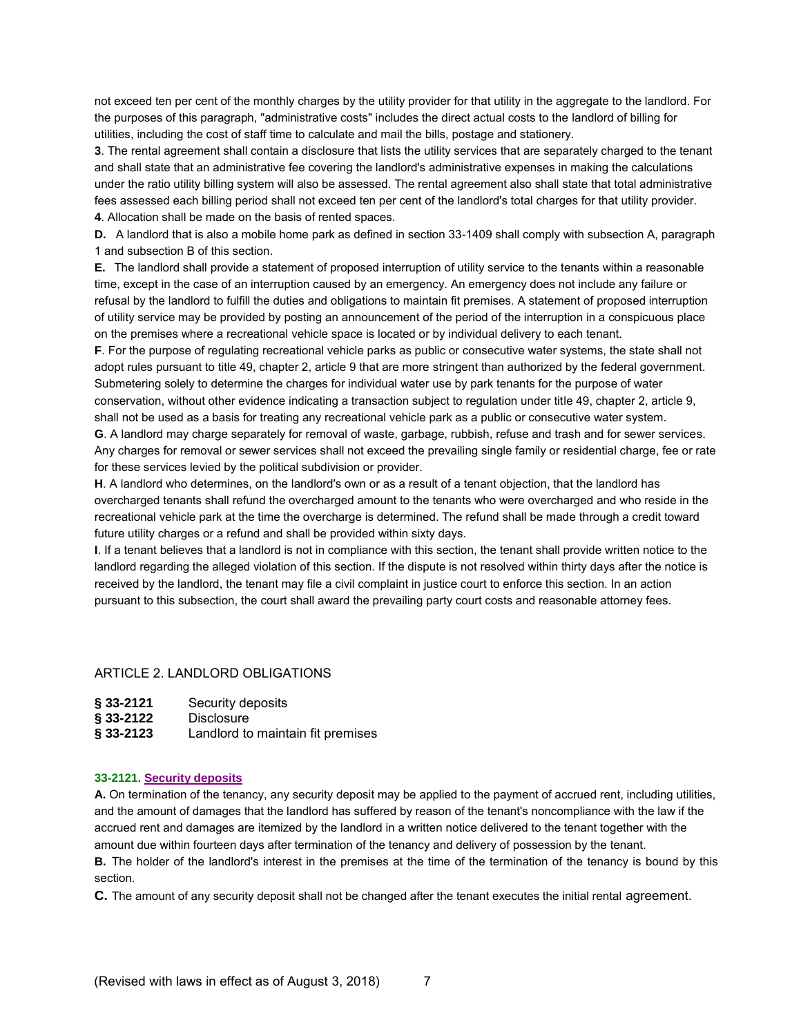not exceed ten per cent of the monthly charges by the utility provider for that utility in the aggregate to the landlord. For the purposes of this paragraph, "administrative costs" includes the direct actual costs to the landlord of billing for utilities, including the cost of staff time to calculate and mail the bills, postage and stationery.

**3**. The rental agreement shall contain a disclosure that lists the utility services that are separately charged to the tenant and shall state that an administrative fee covering the landlord's administrative expenses in making the calculations under the ratio utility billing system will also be assessed. The rental agreement also shall state that total administrative fees assessed each billing period shall not exceed ten per cent of the landlord's total charges for that utility provider.

**4**. Allocation shall be made on the basis of rented spaces.

**D.** A landlord that is also a mobile home park as defined in section 33-1409 shall comply with subsection A, paragraph 1 and subsection B of this section.

**E.** The landlord shall provide a statement of proposed interruption of utility service to the tenants within a reasonable time, except in the case of an interruption caused by an emergency. An emergency does not include any failure or refusal by the landlord to fulfill the duties and obligations to maintain fit premises. A statement of proposed interruption of utility service may be provided by posting an announcement of the period of the interruption in a conspicuous place on the premises where a recreational vehicle space is located or by individual delivery to each tenant.

**F**. For the purpose of regulating recreational vehicle parks as public or consecutive water systems, the state shall not adopt rules pursuant to title 49, chapter 2, article 9 that are more stringent than authorized by the federal government. Submetering solely to determine the charges for individual water use by park tenants for the purpose of water conservation, without other evidence indicating a transaction subject to regulation under title 49, chapter 2, article 9, shall not be used as a basis for treating any recreational vehicle park as a public or consecutive water system.

**G**. A landlord may charge separately for removal of waste, garbage, rubbish, refuse and trash and for sewer services. Any charges for removal or sewer services shall not exceed the prevailing single family or residential charge, fee or rate for these services levied by the political subdivision or provider.

**H**. A landlord who determines, on the landlord's own or as a result of a tenant objection, that the landlord has overcharged tenants shall refund the overcharged amount to the tenants who were overcharged and who reside in the recreational vehicle park at the time the overcharge is determined. The refund shall be made through a credit toward future utility charges or a refund and shall be provided within sixty days.

**I**. If a tenant believes that a landlord is not in compliance with this section, the tenant shall provide written notice to the landlord regarding the alleged violation of this section. If the dispute is not resolved within thirty days after the notice is received by the landlord, the tenant may file a civil complaint in justice court to enforce this section. In an action pursuant to this subsection, the court shall award the prevailing party court costs and reasonable attorney fees.

## ARTICLE 2. LANDLORD OBLIGATIONS

| | |
|---|---|
| **§ 33-2121** | Security deposits |
| **§ 33-2122** | Disclosure |
| **§ 33-2123** | Landlord to maintain fit premises |

### 33-2121. Security deposits

**A.** On termination of the tenancy, any security deposit may be applied to the payment of accrued rent, including utilities, and the amount of damages that the landlord has suffered by reason of the tenant's noncompliance with the law if the accrued rent and damages are itemized by the landlord in a written notice delivered to the tenant together with the amount due within fourteen days after termination of the tenancy and delivery of possession by the tenant.

**B.** The holder of the landlord's interest in the premises at the time of the termination of the tenancy is bound by this section.

**C.** The amount of any security deposit shall not be changed after the tenant executes the initial rental agreement.

(Revised with laws in effect as of August 3, 2018)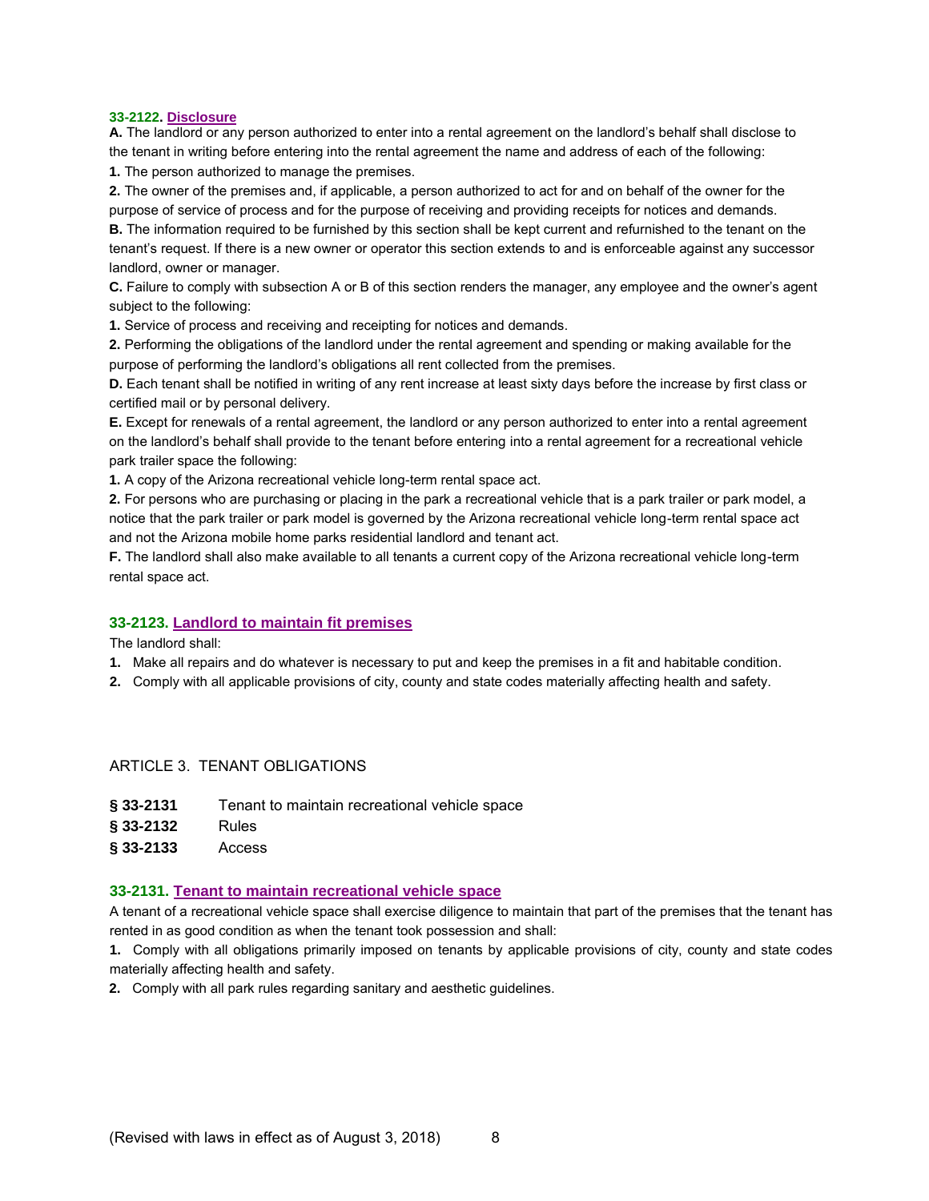### 33-2122. Disclosure

**A.** The landlord or any person authorized to enter into a rental agreement on the landlord's behalf shall disclose to the tenant in writing before entering into the rental agreement the name and address of each of the following:

**1.** The person authorized to manage the premises.

**2.** The owner of the premises and, if applicable, a person authorized to act for and on behalf of the owner for the purpose of service of process and for the purpose of receiving and providing receipts for notices and demands.

**B.** The information required to be furnished by this section shall be kept current and refurnished to the tenant on the tenant's request. If there is a new owner or operator this section extends to and is enforceable against any successor landlord, owner or manager.

**C.** Failure to comply with subsection A or B of this section renders the manager, any employee and the owner's agent subject to the following:

**1.** Service of process and receiving and receipting for notices and demands.

**2.** Performing the obligations of the landlord under the rental agreement and spending or making available for the purpose of performing the landlord's obligations all rent collected from the premises.

**D.** Each tenant shall be notified in writing of any rent increase at least sixty days before the increase by first class or certified mail or by personal delivery.

**E.** Except for renewals of a rental agreement, the landlord or any person authorized to enter into a rental agreement on the landlord's behalf shall provide to the tenant before entering into a rental agreement for a recreational vehicle park trailer space the following:

**1.** A copy of the Arizona recreational vehicle long-term rental space act.

**2.** For persons who are purchasing or placing in the park a recreational vehicle that is a park trailer or park model, a notice that the park trailer or park model is governed by the Arizona recreational vehicle long-term rental space act and not the Arizona mobile home parks residential landlord and tenant act.

**F.** The landlord shall also make available to all tenants a current copy of the Arizona recreational vehicle long-term rental space act.

### 33-2123. Landlord to maintain fit premises

The landlord shall:

**1.** Make all repairs and do whatever is necessary to put and keep the premises in a fit and habitable condition.

**2.** Comply with all applicable provisions of city, county and state codes materially affecting health and safety.

## ARTICLE 3. TENANT OBLIGATIONS

**§ 33-2131** Tenant to maintain recreational vehicle space
**§ 33-2132** Rules
**§ 33-2133** Access

### 33-2131. Tenant to maintain recreational vehicle space

A tenant of a recreational vehicle space shall exercise diligence to maintain that part of the premises that the tenant has rented in as good condition as when the tenant took possession and shall:

**1.** Comply with all obligations primarily imposed on tenants by applicable provisions of city, county and state codes materially affecting health and safety.

**2.** Comply with all park rules regarding sanitary and aesthetic guidelines.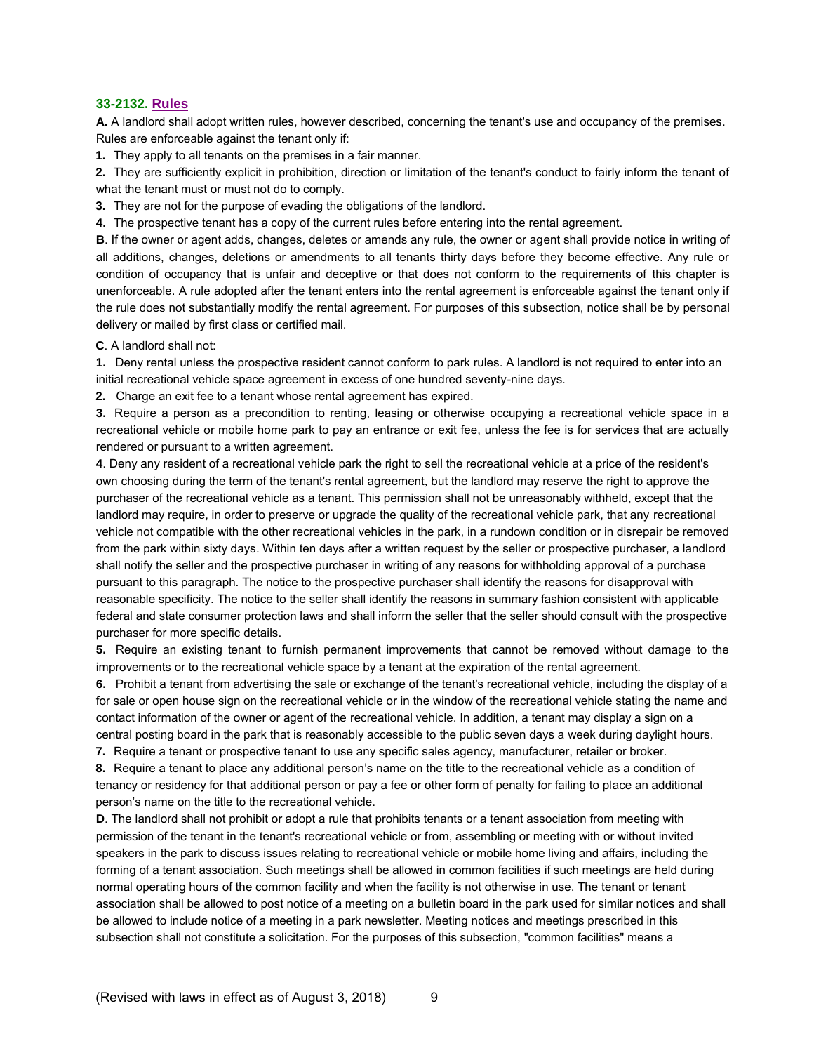### 33-2132. Rules

**A.** A landlord shall adopt written rules, however described, concerning the tenant's use and occupancy of the premises. Rules are enforceable against the tenant only if:

**1.** They apply to all tenants on the premises in a fair manner.

**2.** They are sufficiently explicit in prohibition, direction or limitation of the tenant's conduct to fairly inform the tenant of what the tenant must or must not do to comply.

**3.** They are not for the purpose of evading the obligations of the landlord.

**4.** The prospective tenant has a copy of the current rules before entering into the rental agreement.

**B**. If the owner or agent adds, changes, deletes or amends any rule, the owner or agent shall provide notice in writing of all additions, changes, deletions or amendments to all tenants thirty days before they become effective. Any rule or condition of occupancy that is unfair and deceptive or that does not conform to the requirements of this chapter is unenforceable. A rule adopted after the tenant enters into the rental agreement is enforceable against the tenant only if the rule does not substantially modify the rental agreement. For purposes of this subsection, notice shall be by personal delivery or mailed by first class or certified mail.

**C**. A landlord shall not:

**1.** Deny rental unless the prospective resident cannot conform to park rules. A landlord is not required to enter into an initial recreational vehicle space agreement in excess of one hundred seventy-nine days.

**2.** Charge an exit fee to a tenant whose rental agreement has expired.

**3.** Require a person as a precondition to renting, leasing or otherwise occupying a recreational vehicle space in a recreational vehicle or mobile home park to pay an entrance or exit fee, unless the fee is for services that are actually rendered or pursuant to a written agreement.

**4**. Deny any resident of a recreational vehicle park the right to sell the recreational vehicle at a price of the resident's own choosing during the term of the tenant's rental agreement, but the landlord may reserve the right to approve the purchaser of the recreational vehicle as a tenant. This permission shall not be unreasonably withheld, except that the landlord may require, in order to preserve or upgrade the quality of the recreational vehicle park, that any recreational vehicle not compatible with the other recreational vehicles in the park, in a rundown condition or in disrepair be removed from the park within sixty days. Within ten days after a written request by the seller or prospective purchaser, a landlord shall notify the seller and the prospective purchaser in writing of any reasons for withholding approval of a purchase pursuant to this paragraph. The notice to the prospective purchaser shall identify the reasons for disapproval with reasonable specificity. The notice to the seller shall identify the reasons in summary fashion consistent with applicable federal and state consumer protection laws and shall inform the seller that the seller should consult with the prospective purchaser for more specific details.

**5.** Require an existing tenant to furnish permanent improvements that cannot be removed without damage to the improvements or to the recreational vehicle space by a tenant at the expiration of the rental agreement.

**6.** Prohibit a tenant from advertising the sale or exchange of the tenant's recreational vehicle, including the display of a for sale or open house sign on the recreational vehicle or in the window of the recreational vehicle stating the name and contact information of the owner or agent of the recreational vehicle. In addition, a tenant may display a sign on a central posting board in the park that is reasonably accessible to the public seven days a week during daylight hours.

**7.** Require a tenant or prospective tenant to use any specific sales agency, manufacturer, retailer or broker.

**8.** Require a tenant to place any additional person's name on the title to the recreational vehicle as a condition of tenancy or residency for that additional person or pay a fee or other form of penalty for failing to place an additional person's name on the title to the recreational vehicle.

**D**. The landlord shall not prohibit or adopt a rule that prohibits tenants or a tenant association from meeting with permission of the tenant in the tenant's recreational vehicle or from, assembling or meeting with or without invited speakers in the park to discuss issues relating to recreational vehicle or mobile home living and affairs, including the forming of a tenant association. Such meetings shall be allowed in common facilities if such meetings are held during normal operating hours of the common facility and when the facility is not otherwise in use. The tenant or tenant association shall be allowed to post notice of a meeting on a bulletin board in the park used for similar notices and shall be allowed to include notice of a meeting in a park newsletter. Meeting notices and meetings prescribed in this subsection shall not constitute a solicitation. For the purposes of this subsection, "common facilities" means a

(Revised with laws in effect as of August 3, 2018)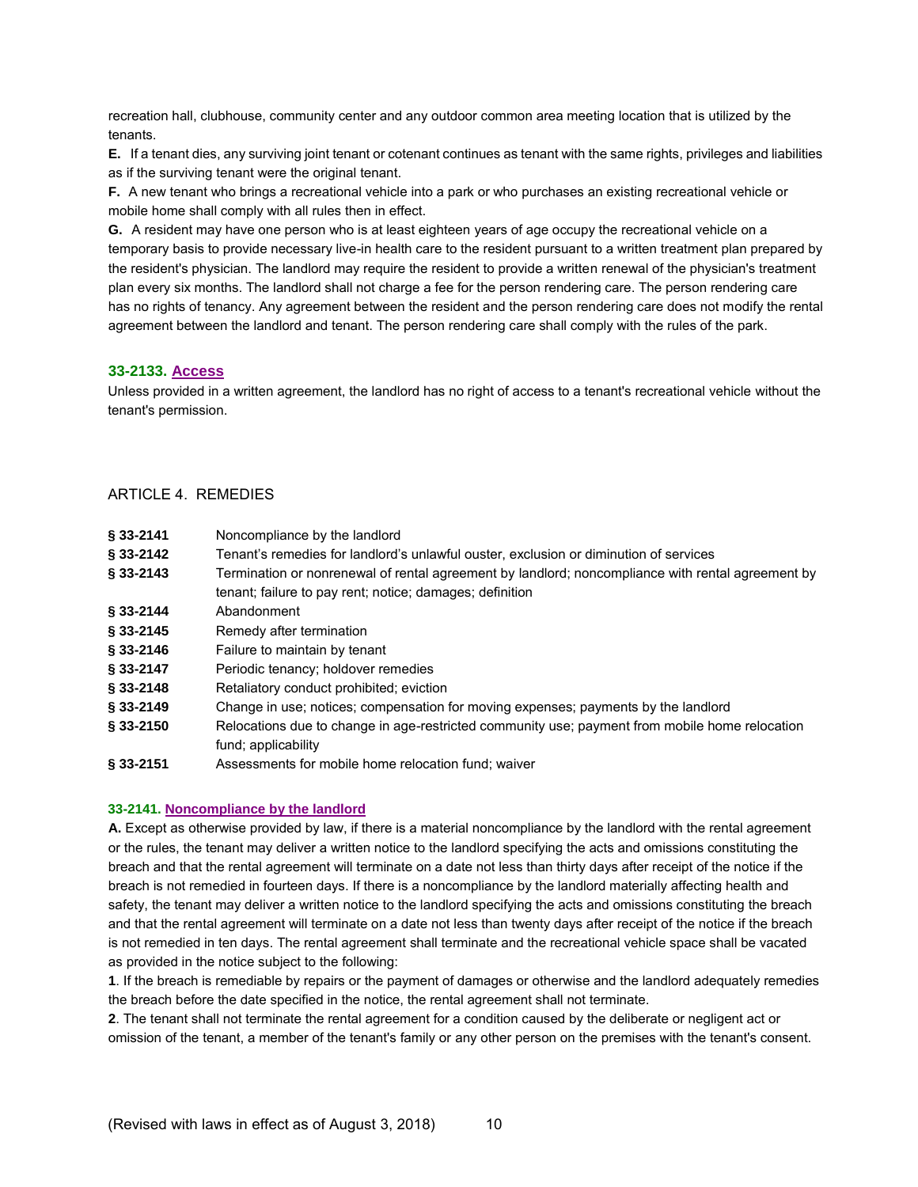recreation hall, clubhouse, community center and any outdoor common area meeting location that is utilized by the tenants.

**E.** If a tenant dies, any surviving joint tenant or cotenant continues as tenant with the same rights, privileges and liabilities as if the surviving tenant were the original tenant.

**F.** A new tenant who brings a recreational vehicle into a park or who purchases an existing recreational vehicle or mobile home shall comply with all rules then in effect.

**G.** A resident may have one person who is at least eighteen years of age occupy the recreational vehicle on a temporary basis to provide necessary live-in health care to the resident pursuant to a written treatment plan prepared by the resident's physician. The landlord may require the resident to provide a written renewal of the physician's treatment plan every six months. The landlord shall not charge a fee for the person rendering care. The person rendering care has no rights of tenancy. Any agreement between the resident and the person rendering care does not modify the rental agreement between the landlord and tenant. The person rendering care shall comply with the rules of the park.

### 33-2133. Access

Unless provided in a written agreement, the landlord has no right of access to a tenant's recreational vehicle without the tenant's permission.

## ARTICLE 4. REMEDIES

| | |
|---|---|
| **§ 33-2141** | Noncompliance by the landlord |
| **§ 33-2142** | Tenant's remedies for landlord's unlawful ouster, exclusion or diminution of services |
| **§ 33-2143** | Termination or nonrenewal of rental agreement by landlord; noncompliance with rental agreement by tenant; failure to pay rent; notice; damages; definition |
| **§ 33-2144** | Abandonment |
| **§ 33-2145** | Remedy after termination |
| **§ 33-2146** | Failure to maintain by tenant |
| **§ 33-2147** | Periodic tenancy; holdover remedies |
| **§ 33-2148** | Retaliatory conduct prohibited; eviction |
| **§ 33-2149** | Change in use; notices; compensation for moving expenses; payments by the landlord |
| **§ 33-2150** | Relocations due to change in age-restricted community use; payment from mobile home relocation fund; applicability |
| **§ 33-2151** | Assessments for mobile home relocation fund; waiver |

### 33-2141. Noncompliance by the landlord

**A.** Except as otherwise provided by law, if there is a material noncompliance by the landlord with the rental agreement or the rules, the tenant may deliver a written notice to the landlord specifying the acts and omissions constituting the breach and that the rental agreement will terminate on a date not less than thirty days after receipt of the notice if the breach is not remedied in fourteen days. If there is a noncompliance by the landlord materially affecting health and safety, the tenant may deliver a written notice to the landlord specifying the acts and omissions constituting the breach and that the rental agreement will terminate on a date not less than twenty days after receipt of the notice if the breach is not remedied in ten days. The rental agreement shall terminate and the recreational vehicle space shall be vacated as provided in the notice subject to the following:

**1**. If the breach is remediable by repairs or the payment of damages or otherwise and the landlord adequately remedies the breach before the date specified in the notice, the rental agreement shall not terminate.

**2**. The tenant shall not terminate the rental agreement for a condition caused by the deliberate or negligent act or omission of the tenant, a member of the tenant's family or any other person on the premises with the tenant's consent.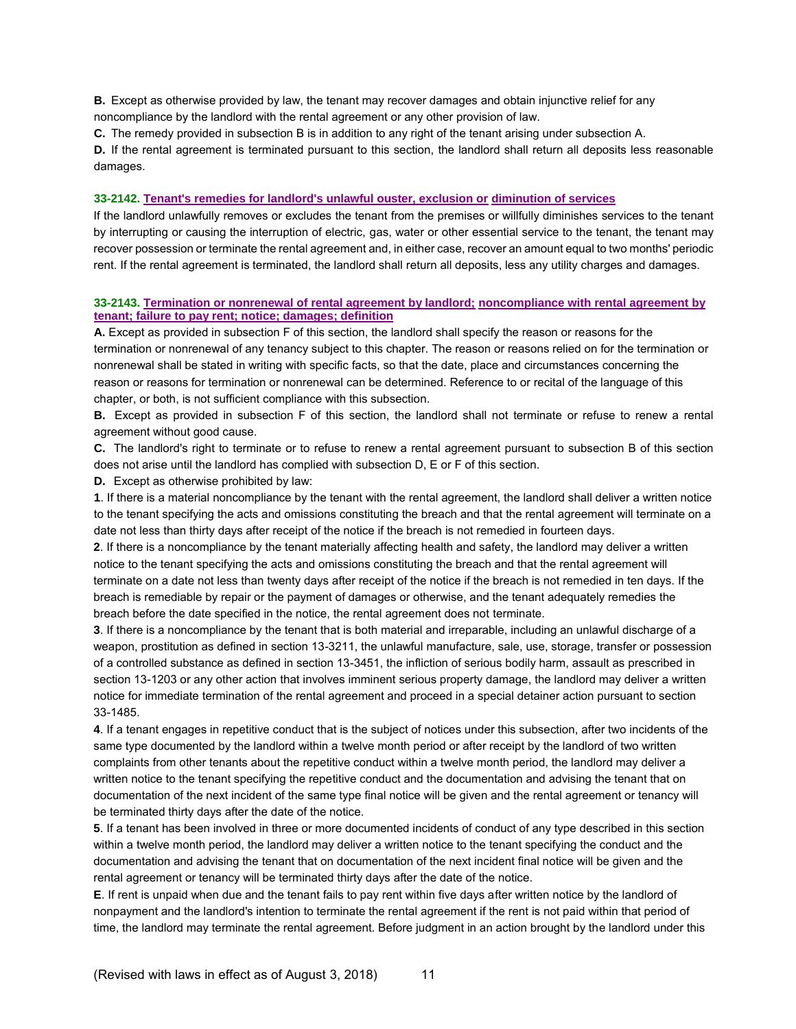**B.** Except as otherwise provided by law, the tenant may recover damages and obtain injunctive relief for any noncompliance by the landlord with the rental agreement or any other provision of law.

**C.** The remedy provided in subsection B is in addition to any right of the tenant arising under subsection A.

**D.** If the rental agreement is terminated pursuant to this section, the landlord shall return all deposits less reasonable damages.

### 33-2142. Tenant's remedies for landlord's unlawful ouster, exclusion or diminution of services

If the landlord unlawfully removes or excludes the tenant from the premises or willfully diminishes services to the tenant by interrupting or causing the interruption of electric, gas, water or other essential service to the tenant, the tenant may recover possession or terminate the rental agreement and, in either case, recover an amount equal to two months' periodic rent. If the rental agreement is terminated, the landlord shall return all deposits, less any utility charges and damages.

### 33-2143. Termination or nonrenewal of rental agreement by landlord; noncompliance with rental agreement by tenant; failure to pay rent; notice; damages; definition

**A.** Except as provided in subsection F of this section, the landlord shall specify the reason or reasons for the termination or nonrenewal of any tenancy subject to this chapter. The reason or reasons relied on for the termination or nonrenewal shall be stated in writing with specific facts, so that the date, place and circumstances concerning the reason or reasons for termination or nonrenewal can be determined. Reference to or recital of the language of this chapter, or both, is not sufficient compliance with this subsection.

**B.** Except as provided in subsection F of this section, the landlord shall not terminate or refuse to renew a rental agreement without good cause.

**C.** The landlord's right to terminate or to refuse to renew a rental agreement pursuant to subsection B of this section does not arise until the landlord has complied with subsection D, E or F of this section.

**D.** Except as otherwise prohibited by law:

**1**. If there is a material noncompliance by the tenant with the rental agreement, the landlord shall deliver a written notice to the tenant specifying the acts and omissions constituting the breach and that the rental agreement will terminate on a date not less than thirty days after receipt of the notice if the breach is not remedied in fourteen days.

**2**. If there is a noncompliance by the tenant materially affecting health and safety, the landlord may deliver a written notice to the tenant specifying the acts and omissions constituting the breach and that the rental agreement will terminate on a date not less than twenty days after receipt of the notice if the breach is not remedied in ten days. If the breach is remediable by repair or the payment of damages or otherwise, and the tenant adequately remedies the breach before the date specified in the notice, the rental agreement does not terminate.

**3**. If there is a noncompliance by the tenant that is both material and irreparable, including an unlawful discharge of a weapon, prostitution as defined in section 13-3211, the unlawful manufacture, sale, use, storage, transfer or possession of a controlled substance as defined in section 13-3451, the infliction of serious bodily harm, assault as prescribed in section 13-1203 or any other action that involves imminent serious property damage, the landlord may deliver a written notice for immediate termination of the rental agreement and proceed in a special detainer action pursuant to section 33-1485.

**4**. If a tenant engages in repetitive conduct that is the subject of notices under this subsection, after two incidents of the same type documented by the landlord within a twelve month period or after receipt by the landlord of two written complaints from other tenants about the repetitive conduct within a twelve month period, the landlord may deliver a written notice to the tenant specifying the repetitive conduct and the documentation and advising the tenant that on documentation of the next incident of the same type final notice will be given and the rental agreement or tenancy will be terminated thirty days after the date of the notice.

**5**. If a tenant has been involved in three or more documented incidents of conduct of any type described in this section within a twelve month period, the landlord may deliver a written notice to the tenant specifying the conduct and the documentation and advising the tenant that on documentation of the next incident final notice will be given and the rental agreement or tenancy will be terminated thirty days after the date of the notice.

**E**. If rent is unpaid when due and the tenant fails to pay rent within five days after written notice by the landlord of nonpayment and the landlord's intention to terminate the rental agreement if the rent is not paid within that period of time, the landlord may terminate the rental agreement. Before judgment in an action brought by the landlord under this

(Revised with laws in effect as of August 3, 2018)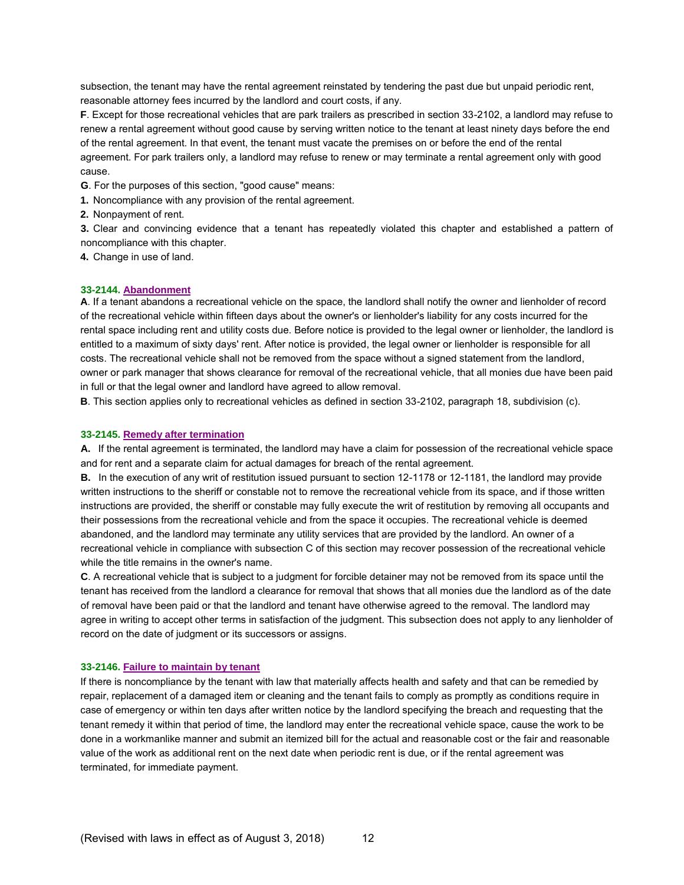subsection, the tenant may have the rental agreement reinstated by tendering the past due but unpaid periodic rent, reasonable attorney fees incurred by the landlord and court costs, if any.

**F**. Except for those recreational vehicles that are park trailers as prescribed in section 33-2102, a landlord may refuse to renew a rental agreement without good cause by serving written notice to the tenant at least ninety days before the end of the rental agreement. In that event, the tenant must vacate the premises on or before the end of the rental agreement. For park trailers only, a landlord may refuse to renew or may terminate a rental agreement only with good cause.

**G**. For the purposes of this section, "good cause" means:

**1.** Noncompliance with any provision of the rental agreement.

**2.** Nonpayment of rent.

**3.** Clear and convincing evidence that a tenant has repeatedly violated this chapter and established a pattern of noncompliance with this chapter.

**4.** Change in use of land.

### 33-2144. Abandonment

**A**. If a tenant abandons a recreational vehicle on the space, the landlord shall notify the owner and lienholder of record of the recreational vehicle within fifteen days about the owner's or lienholder's liability for any costs incurred for the rental space including rent and utility costs due. Before notice is provided to the legal owner or lienholder, the landlord is entitled to a maximum of sixty days' rent. After notice is provided, the legal owner or lienholder is responsible for all costs. The recreational vehicle shall not be removed from the space without a signed statement from the landlord, owner or park manager that shows clearance for removal of the recreational vehicle, that all monies due have been paid in full or that the legal owner and landlord have agreed to allow removal.

**B**. This section applies only to recreational vehicles as defined in section 33-2102, paragraph 18, subdivision (c).

### 33-2145. Remedy after termination

**A.** If the rental agreement is terminated, the landlord may have a claim for possession of the recreational vehicle space and for rent and a separate claim for actual damages for breach of the rental agreement.

**B.** In the execution of any writ of restitution issued pursuant to section 12-1178 or 12-1181, the landlord may provide written instructions to the sheriff or constable not to remove the recreational vehicle from its space, and if those written instructions are provided, the sheriff or constable may fully execute the writ of restitution by removing all occupants and their possessions from the recreational vehicle and from the space it occupies. The recreational vehicle is deemed abandoned, and the landlord may terminate any utility services that are provided by the landlord. An owner of a recreational vehicle in compliance with subsection C of this section may recover possession of the recreational vehicle while the title remains in the owner's name.

**C**. A recreational vehicle that is subject to a judgment for forcible detainer may not be removed from its space until the tenant has received from the landlord a clearance for removal that shows that all monies due the landlord as of the date of removal have been paid or that the landlord and tenant have otherwise agreed to the removal. The landlord may agree in writing to accept other terms in satisfaction of the judgment. This subsection does not apply to any lienholder of record on the date of judgment or its successors or assigns.

### 33-2146. Failure to maintain by tenant

If there is noncompliance by the tenant with law that materially affects health and safety and that can be remedied by repair, replacement of a damaged item or cleaning and the tenant fails to comply as promptly as conditions require in case of emergency or within ten days after written notice by the landlord specifying the breach and requesting that the tenant remedy it within that period of time, the landlord may enter the recreational vehicle space, cause the work to be done in a workmanlike manner and submit an itemized bill for the actual and reasonable cost or the fair and reasonable value of the work as additional rent on the next date when periodic rent is due, or if the rental agreement was terminated, for immediate payment.

(Revised with laws in effect as of August 3, 2018)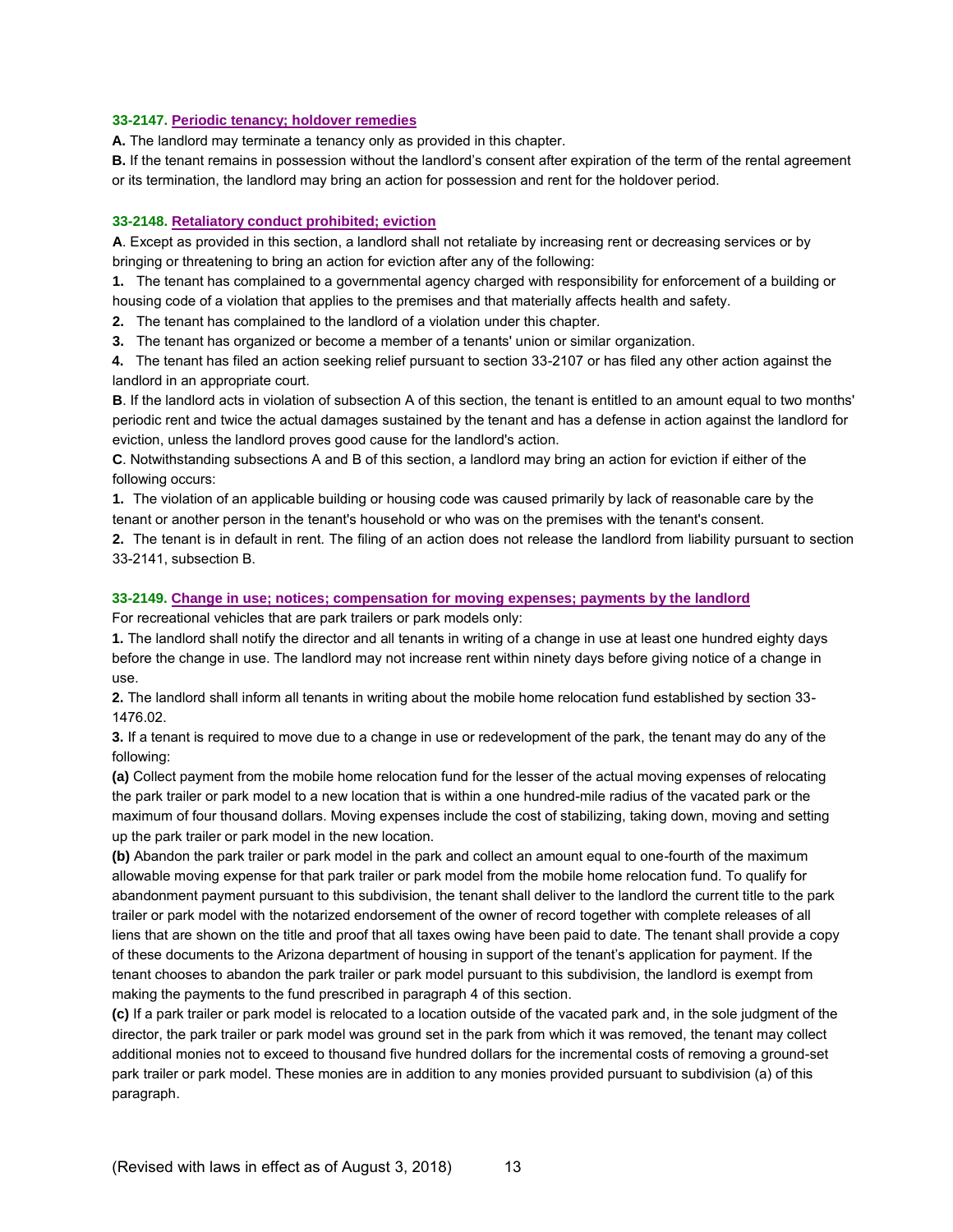**33-2147. Periodic tenancy; holdover remedies**

**A.** The landlord may terminate a tenancy only as provided in this chapter.

**B.** If the tenant remains in possession without the landlord's consent after expiration of the term of the rental agreement or its termination, the landlord may bring an action for possession and rent for the holdover period.

**33-2148. Retaliatory conduct prohibited; eviction**

**A**. Except as provided in this section, a landlord shall not retaliate by increasing rent or decreasing services or by bringing or threatening to bring an action for eviction after any of the following:

**1.** The tenant has complained to a governmental agency charged with responsibility for enforcement of a building or housing code of a violation that applies to the premises and that materially affects health and safety.

**2.** The tenant has complained to the landlord of a violation under this chapter.

**3.** The tenant has organized or become a member of a tenants' union or similar organization.

**4.** The tenant has filed an action seeking relief pursuant to section 33-2107 or has filed any other action against the landlord in an appropriate court.

**B**. If the landlord acts in violation of subsection A of this section, the tenant is entitled to an amount equal to two months' periodic rent and twice the actual damages sustained by the tenant and has a defense in action against the landlord for eviction, unless the landlord proves good cause for the landlord's action.

**C**. Notwithstanding subsections A and B of this section, a landlord may bring an action for eviction if either of the following occurs:

**1.** The violation of an applicable building or housing code was caused primarily by lack of reasonable care by the tenant or another person in the tenant's household or who was on the premises with the tenant's consent.

**2.** The tenant is in default in rent. The filing of an action does not release the landlord from liability pursuant to section 33-2141, subsection B.

**33-2149. Change in use; notices; compensation for moving expenses; payments by the landlord**

For recreational vehicles that are park trailers or park models only:

**1.** The landlord shall notify the director and all tenants in writing of a change in use at least one hundred eighty days before the change in use. The landlord may not increase rent within ninety days before giving notice of a change in use.

**2.** The landlord shall inform all tenants in writing about the mobile home relocation fund established by section 33-1476.02.

**3.** If a tenant is required to move due to a change in use or redevelopment of the park, the tenant may do any of the following:

**(a)** Collect payment from the mobile home relocation fund for the lesser of the actual moving expenses of relocating the park trailer or park model to a new location that is within a one hundred-mile radius of the vacated park or the maximum of four thousand dollars. Moving expenses include the cost of stabilizing, taking down, moving and setting up the park trailer or park model in the new location.

**(b)** Abandon the park trailer or park model in the park and collect an amount equal to one-fourth of the maximum allowable moving expense for that park trailer or park model from the mobile home relocation fund. To qualify for abandonment payment pursuant to this subdivision, the tenant shall deliver to the landlord the current title to the park trailer or park model with the notarized endorsement of the owner of record together with complete releases of all liens that are shown on the title and proof that all taxes owing have been paid to date. The tenant shall provide a copy of these documents to the Arizona department of housing in support of the tenant's application for payment. If the tenant chooses to abandon the park trailer or park model pursuant to this subdivision, the landlord is exempt from making the payments to the fund prescribed in paragraph 4 of this section.

**(c)** If a park trailer or park model is relocated to a location outside of the vacated park and, in the sole judgment of the director, the park trailer or park model was ground set in the park from which it was removed, the tenant may collect additional monies not to exceed to thousand five hundred dollars for the incremental costs of removing a ground-set park trailer or park model. These monies are in addition to any monies provided pursuant to subdivision (a) of this paragraph.

(Revised with laws in effect as of August 3, 2018)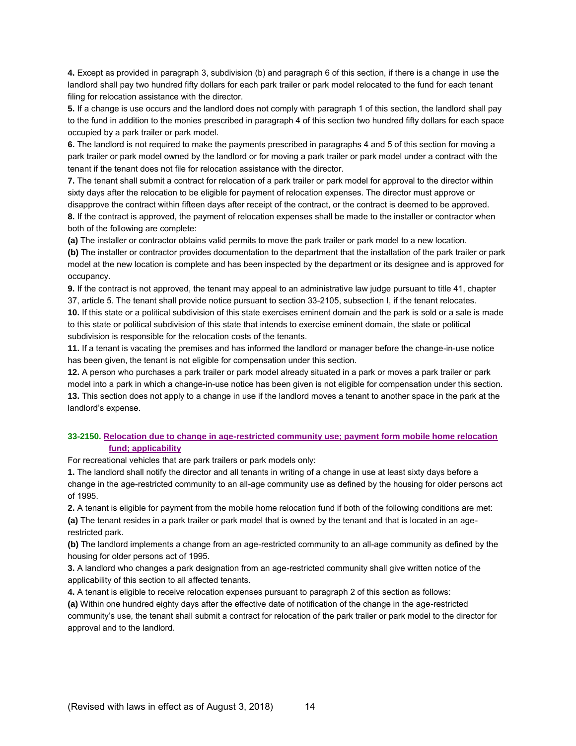**4.** Except as provided in paragraph 3, subdivision (b) and paragraph 6 of this section, if there is a change in use the landlord shall pay two hundred fifty dollars for each park trailer or park model relocated to the fund for each tenant filing for relocation assistance with the director.

**5.** If a change is use occurs and the landlord does not comply with paragraph 1 of this section, the landlord shall pay to the fund in addition to the monies prescribed in paragraph 4 of this section two hundred fifty dollars for each space occupied by a park trailer or park model.

**6.** The landlord is not required to make the payments prescribed in paragraphs 4 and 5 of this section for moving a park trailer or park model owned by the landlord or for moving a park trailer or park model under a contract with the tenant if the tenant does not file for relocation assistance with the director.

**7.** The tenant shall submit a contract for relocation of a park trailer or park model for approval to the director within sixty days after the relocation to be eligible for payment of relocation expenses. The director must approve or disapprove the contract within fifteen days after receipt of the contract, or the contract is deemed to be approved.

**8.** If the contract is approved, the payment of relocation expenses shall be made to the installer or contractor when both of the following are complete:

**(a)** The installer or contractor obtains valid permits to move the park trailer or park model to a new location.

**(b)** The installer or contractor provides documentation to the department that the installation of the park trailer or park model at the new location is complete and has been inspected by the department or its designee and is approved for occupancy.

**9.** If the contract is not approved, the tenant may appeal to an administrative law judge pursuant to title 41, chapter 37, article 5. The tenant shall provide notice pursuant to section 33-2105, subsection I, if the tenant relocates.

**10.** If this state or a political subdivision of this state exercises eminent domain and the park is sold or a sale is made to this state or political subdivision of this state that intends to exercise eminent domain, the state or political subdivision is responsible for the relocation costs of the tenants.

**11.** If a tenant is vacating the premises and has informed the landlord or manager before the change-in-use notice has been given, the tenant is not eligible for compensation under this section.

**12.** A person who purchases a park trailer or park model already situated in a park or moves a park trailer or park model into a park in which a change-in-use notice has been given is not eligible for compensation under this section.

**13.** This section does not apply to a change in use if the landlord moves a tenant to another space in the park at the landlord's expense.

### 33-2150. Relocation due to change in age-restricted community use; payment form mobile home relocation fund; applicability

For recreational vehicles that are park trailers or park models only:

**1.** The landlord shall notify the director and all tenants in writing of a change in use at least sixty days before a change in the age-restricted community to an all-age community use as defined by the housing for older persons act of 1995.

**2.** A tenant is eligible for payment from the mobile home relocation fund if both of the following conditions are met:

**(a)** The tenant resides in a park trailer or park model that is owned by the tenant and that is located in an age-restricted park.

**(b)** The landlord implements a change from an age-restricted community to an all-age community as defined by the housing for older persons act of 1995.

**3.** A landlord who changes a park designation from an age-restricted community shall give written notice of the applicability of this section to all affected tenants.

**4.** A tenant is eligible to receive relocation expenses pursuant to paragraph 2 of this section as follows:

**(a)** Within one hundred eighty days after the effective date of notification of the change in the age-restricted community's use, the tenant shall submit a contract for relocation of the park trailer or park model to the director for approval and to the landlord.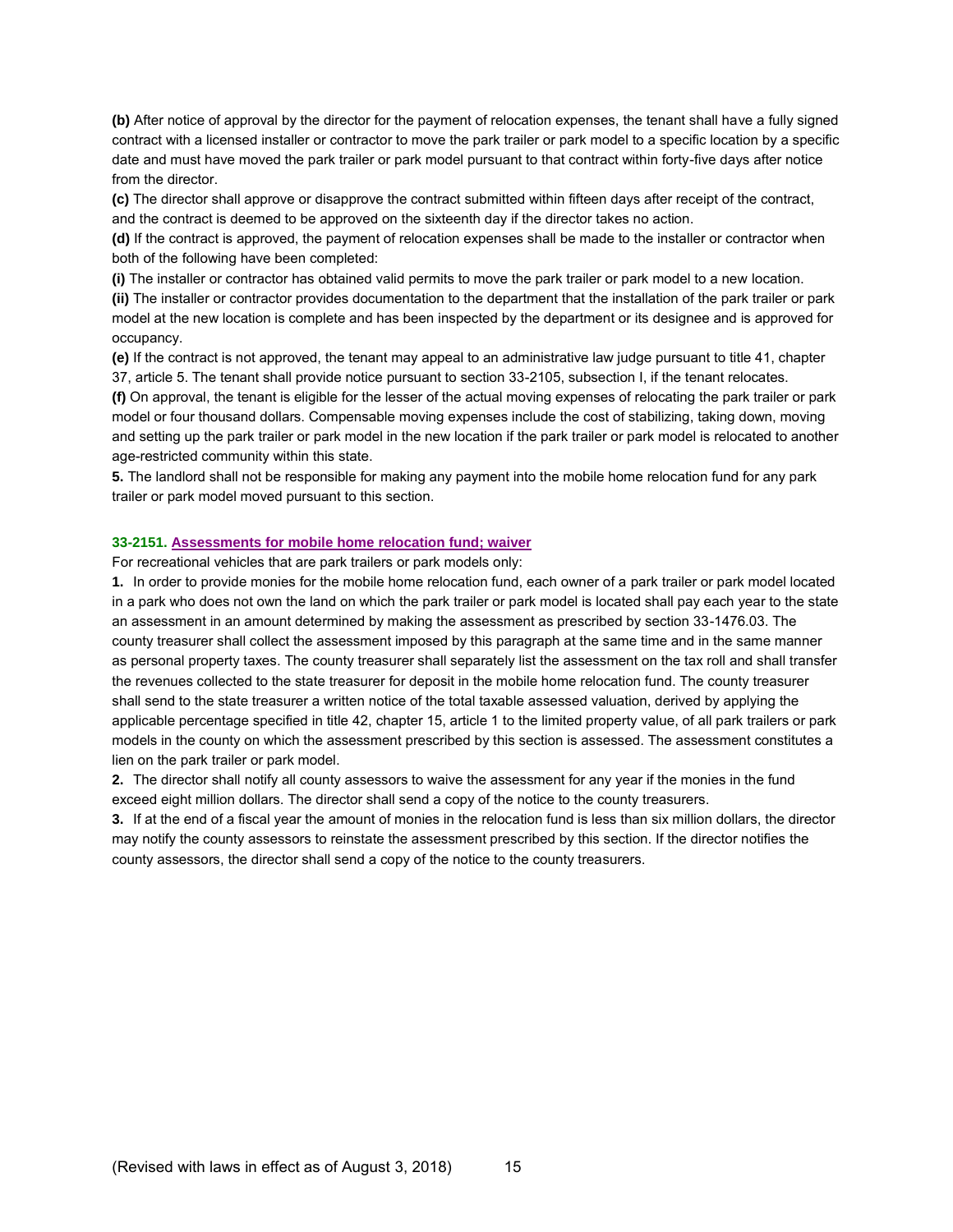**(b)** After notice of approval by the director for the payment of relocation expenses, the tenant shall have a fully signed contract with a licensed installer or contractor to move the park trailer or park model to a specific location by a specific date and must have moved the park trailer or park model pursuant to that contract within forty-five days after notice from the director.

**(c)** The director shall approve or disapprove the contract submitted within fifteen days after receipt of the contract, and the contract is deemed to be approved on the sixteenth day if the director takes no action.

**(d)** If the contract is approved, the payment of relocation expenses shall be made to the installer or contractor when both of the following have been completed:

**(i)** The installer or contractor has obtained valid permits to move the park trailer or park model to a new location.

**(ii)** The installer or contractor provides documentation to the department that the installation of the park trailer or park model at the new location is complete and has been inspected by the department or its designee and is approved for occupancy.

**(e)** If the contract is not approved, the tenant may appeal to an administrative law judge pursuant to title 41, chapter 37, article 5. The tenant shall provide notice pursuant to section 33-2105, subsection I, if the tenant relocates.

**(f)** On approval, the tenant is eligible for the lesser of the actual moving expenses of relocating the park trailer or park model or four thousand dollars. Compensable moving expenses include the cost of stabilizing, taking down, moving and setting up the park trailer or park model in the new location if the park trailer or park model is relocated to another age-restricted community within this state.

**5.** The landlord shall not be responsible for making any payment into the mobile home relocation fund for any park trailer or park model moved pursuant to this section.

### 33-2151. Assessments for mobile home relocation fund; waiver

For recreational vehicles that are park trailers or park models only:

**1.** In order to provide monies for the mobile home relocation fund, each owner of a park trailer or park model located in a park who does not own the land on which the park trailer or park model is located shall pay each year to the state an assessment in an amount determined by making the assessment as prescribed by section 33-1476.03. The county treasurer shall collect the assessment imposed by this paragraph at the same time and in the same manner as personal property taxes. The county treasurer shall separately list the assessment on the tax roll and shall transfer the revenues collected to the state treasurer for deposit in the mobile home relocation fund. The county treasurer shall send to the state treasurer a written notice of the total taxable assessed valuation, derived by applying the applicable percentage specified in title 42, chapter 15, article 1 to the limited property value, of all park trailers or park models in the county on which the assessment prescribed by this section is assessed. The assessment constitutes a lien on the park trailer or park model.

**2.** The director shall notify all county assessors to waive the assessment for any year if the monies in the fund exceed eight million dollars. The director shall send a copy of the notice to the county treasurers.

**3.** If at the end of a fiscal year the amount of monies in the relocation fund is less than six million dollars, the director may notify the county assessors to reinstate the assessment prescribed by this section. If the director notifies the county assessors, the director shall send a copy of the notice to the county treasurers.

(Revised with laws in effect as of August 3, 2018)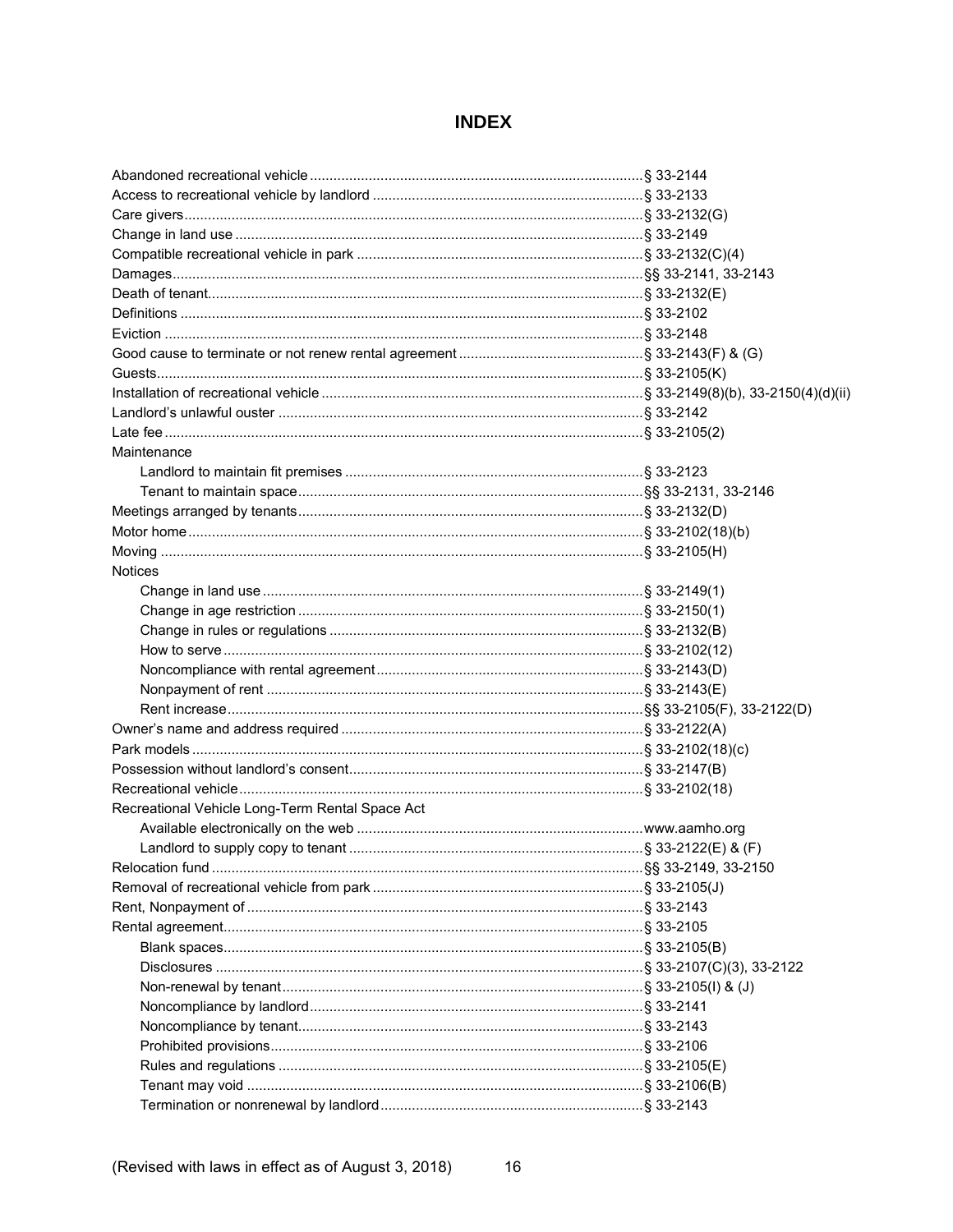# INDEX

Abandoned recreational vehicle ........ § 33-2144
Access to recreational vehicle by landlord ........ § 33-2133
Care givers ........ § 33-2132(G)
Change in land use ........ § 33-2149
Compatible recreational vehicle in park ........ § 33-2132(C)(4)
Damages ........ §§ 33-2141, 33-2143
Death of tenant ........ § 33-2132(E)
Definitions ........ § 33-2102
Eviction ........ § 33-2148
Good cause to terminate or not renew rental agreement ........ § 33-2143(F) & (G)
Guests ........ § 33-2105(K)
Installation of recreational vehicle ........ § 33-2149(8)(b), 33-2150(4)(d)(ii)
Landlord's unlawful ouster ........ § 33-2142
Late fee ........ § 33-2105(2)
Maintenance
- Landlord to maintain fit premises ........ § 33-2123
- Tenant to maintain space ........ §§ 33-2131, 33-2146

Meetings arranged by tenants ........ § 33-2132(D)
Motor home ........ § 33-2102(18)(b)
Moving ........ § 33-2105(H)
Notices
- Change in land use ........ § 33-2149(1)
- Change in age restriction ........ § 33-2150(1)
- Change in rules or regulations ........ § 33-2132(B)
- How to serve ........ § 33-2102(12)
- Noncompliance with rental agreement ........ § 33-2143(D)
- Nonpayment of rent ........ § 33-2143(E)
- Rent increase ........ §§ 33-2105(F), 33-2122(D)

Owner's name and address required ........ § 33-2122(A)
Park models ........ § 33-2102(18)(c)
Possession without landlord's consent ........ § 33-2147(B)
Recreational vehicle ........ § 33-2102(18)
Recreational Vehicle Long-Term Rental Space Act
- Available electronically on the web ........ www.aamho.org
- Landlord to supply copy to tenant ........ § 33-2122(E) & (F)

Relocation fund ........ §§ 33-2149, 33-2150
Removal of recreational vehicle from park ........ § 33-2105(J)
Rent, Nonpayment of ........ § 33-2143
Rental agreement ........ § 33-2105
- Blank spaces ........ § 33-2105(B)
- Disclosures ........ § 33-2107(C)(3), 33-2122
- Non-renewal by tenant ........ § 33-2105(I) & (J)
- Noncompliance by landlord ........ § 33-2141
- Noncompliance by tenant ........ § 33-2143
- Prohibited provisions ........ § 33-2106
- Rules and regulations ........ § 33-2105(E)
- Tenant may void ........ § 33-2106(B)
- Termination or nonrenewal by landlord ........ § 33-2143

(Revised with laws in effect as of August 3, 2018)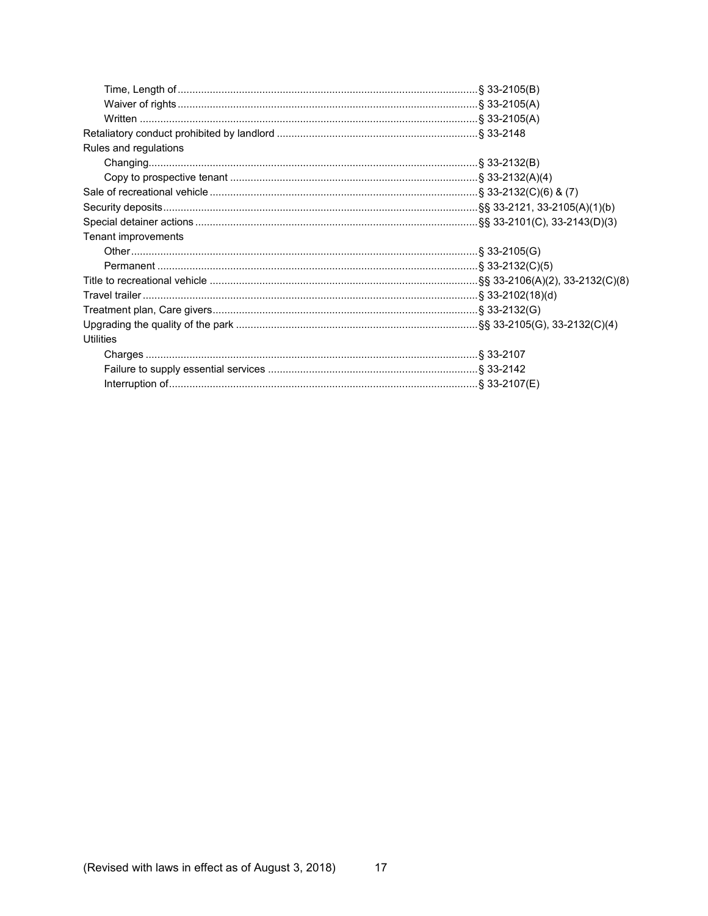- Time, Length of ........ § 33-2105(B)
- Waiver of rights ........ § 33-2105(A)
- Written ........ § 33-2105(A)

Retaliatory conduct prohibited by landlord ........ § 33-2148

Rules and regulations

- Changing........ § 33-2132(B)
- Copy to prospective tenant ........ § 33-2132(A)(4)

Sale of recreational vehicle ........ § 33-2132(C)(6) & (7)

Security deposits........ §§ 33-2121, 33-2105(A)(1)(b)

Special detainer actions ........ §§ 33-2101(C), 33-2143(D)(3)

Tenant improvements

- Other........ § 33-2105(G)
- Permanent ........ § 33-2132(C)(5)

Title to recreational vehicle ........ §§ 33-2106(A)(2), 33-2132(C)(8)

Travel trailer ........ § 33-2102(18)(d)

Treatment plan, Care givers........ § 33-2132(G)

Upgrading the quality of the park ........ §§ 33-2105(G), 33-2132(C)(4)

Utilities

- Charges ........ § 33-2107
- Failure to supply essential services ........ § 33-2142
- Interruption of........ § 33-2107(E)

(Revised with laws in effect as of August 3, 2018)